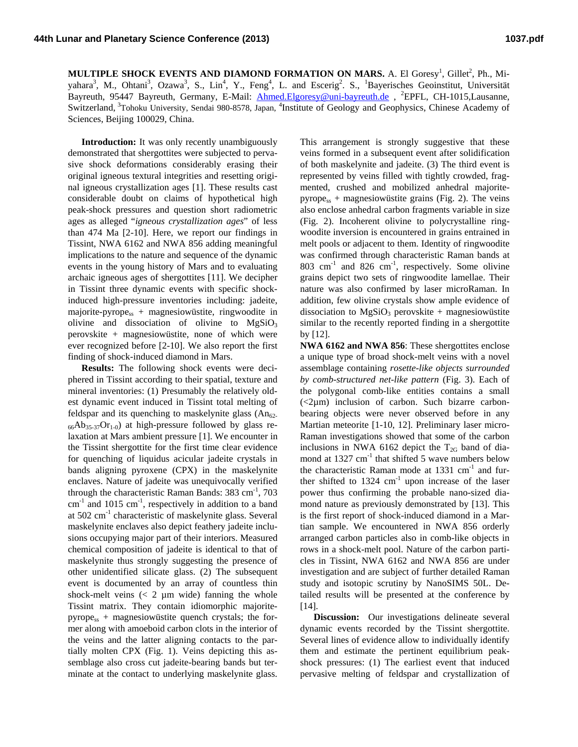**MULTIPLE SHOCK EVENTS AND DIAMOND FORMATION ON MARS.** A. El Goresy[1], Gillet[2], Ph., Miyahara[3], M., Ohtani[3], Ozawa[3], S., Lin[4], Y., Feng[4], L. and Escerig[2]. S., [1]Bayerisches Geoinstitut, Universität Bayreuth, 95447 Bayreuth, Germany, E-Mail: Ahmed.Elgoresy@uni-bayreuth.de , [2]EPFL, CH-1015,Lausanne, Switzerland, [3]Tohoku University, Sendai 980-8578, Japan, [4]Institute of Geology and Geophysics, Chinese Academy of Sciences, Beijing 100029, China.

**Introduction:** It was only recently unambiguously demonstrated that shergottites were subjected to pervasive shock deformations considerably erasing their original igneous textural integrities and resetting original igneous crystallization ages [1]. These results cast considerable doubt on claims of hypothetical high peak-shock pressures and question short radiometric ages as alleged "*igneous crystallization ages*" of less than 474 Ma [2-10]. Here, we report our findings in Tissint, NWA 6162 and NWA 856 adding meaningful implications to the nature and sequence of the dynamic events in the young history of Mars and to evaluating archaic igneous ages of shergottites [11]. We decipher in Tissint three dynamic events with specific shock-induced high-pressure inventories including: jadeite, majorite-pyrope$_{ss}$ + magnesiowüstite, ringwoodite in olivine and dissociation of olivine to $MgSiO_3$ perovskite + magnesiowüstite, none of which were ever recognized before [2-10]. We also report the first finding of shock-induced diamond in Mars.

**Results:** The following shock events were deciphered in Tissint according to their spatial, texture and mineral inventories: (1) Presumably the relatively oldest dynamic event induced in Tissint total melting of feldspar and its quenching to maskelynite glass ($An_{62-66}Ab_{35-37}Or_{1-0}$) at high-pressure followed by glass relaxation at Mars ambient pressure [1]. We encounter in the Tissint shergottite for the first time clear evidence for quenching of liquidus acicular jadeite crystals in bands aligning pyroxene (CPX) in the maskelynite enclaves. Nature of jadeite was unequivocally verified through the characteristic Raman Bands: 383 cm$^{-1}$, 703 cm$^{-1}$ and 1015 cm$^{-1}$, respectively in addition to a band at 502 cm$^{-1}$ characteristic of maskelynite glass. Several maskelynite enclaves also depict feathery jadeite inclusions occupying major part of their interiors. Measured chemical composition of jadeite is identical to that of maskelynite thus strongly suggesting the presence of other unidentified silicate glass. (2) The subsequent event is documented by an array of countless thin shock-melt veins (< 2 µm wide) fanning the whole Tissint matrix. They contain idiomorphic majorite-pyrope$_{ss}$ + magnesiowüstite quench crystals; the former along with amoeboid carbon clots in the interior of the veins and the latter aligning contacts to the partially molten CPX (Fig. 1). Veins depicting this assemblage also cross cut jadeite-bearing bands but terminate at the contact to underlying maskelynite glass. This arrangement is strongly suggestive that these veins formed in a subsequent event after solidification of both maskelynite and jadeite. (3) The third event is represented by veins filled with tightly crowded, fragmented, crushed and mobilized anhedral majorite-pyrope$_{ss}$ + magnesiowüstite grains (Fig. 2). The veins also enclose anhedral carbon fragments variable in size (Fig. 2). Incoherent olivine to polycrystalline ringwoodite inversion is encountered in grains entrained in melt pools or adjacent to them. Identity of ringwoodite was confirmed through characteristic Raman bands at 803 cm$^{-1}$ and 826 cm$^{-1}$, respectively. Some olivine grains depict two sets of ringwoodite lamellae. Their nature was also confirmed by laser microRaman. In addition, few olivine crystals show ample evidence of dissociation to $MgSiO_3$ perovskite + magnesiowüstite similar to the recently reported finding in a shergottite by [12].

**NWA 6162 and NWA 856**: These shergottites enclose a unique type of broad shock-melt veins with a novel assemblage containing *rosette-like objects surrounded by comb-structured net-like pattern* (Fig. 3). Each of the polygonal comb-like entities contains a small (<2µm) inclusion of carbon. Such bizarre carbon-bearing objects were never observed before in any Martian meteorite [1-10, 12]. Preliminary laser micro-Raman investigations showed that some of the carbon inclusions in NWA 6162 depict the $T_{2G}$ band of diamond at 1327 cm$^{-1}$ that shifted 5 wave numbers below the characteristic Raman mode at 1331 cm$^{-1}$ and further shifted to 1324 cm$^{-1}$ upon increase of the laser power thus confirming the probable nano-sized diamond nature as previously demonstrated by [13]. This is the first report of shock-induced diamond in a Martian sample. We encountered in NWA 856 orderly arranged carbon particles also in comb-like objects in rows in a shock-melt pool. Nature of the carbon particles in Tissint, NWA 6162, NWA 856 are under investigation and are subject of further detailed Raman study and isotopic scrutiny by NanoSIMS 50L. Detailed results will be presented at the conference by [14].

**Discussion:** Our investigations delineate several dynamic events recorded by the Tissint shergottite. Several lines of evidence allow to individually identify them and estimate the pertinent equilibrium peak-shock pressures: (1) The earliest event that induced pervasive melting of feldspar and crystallization of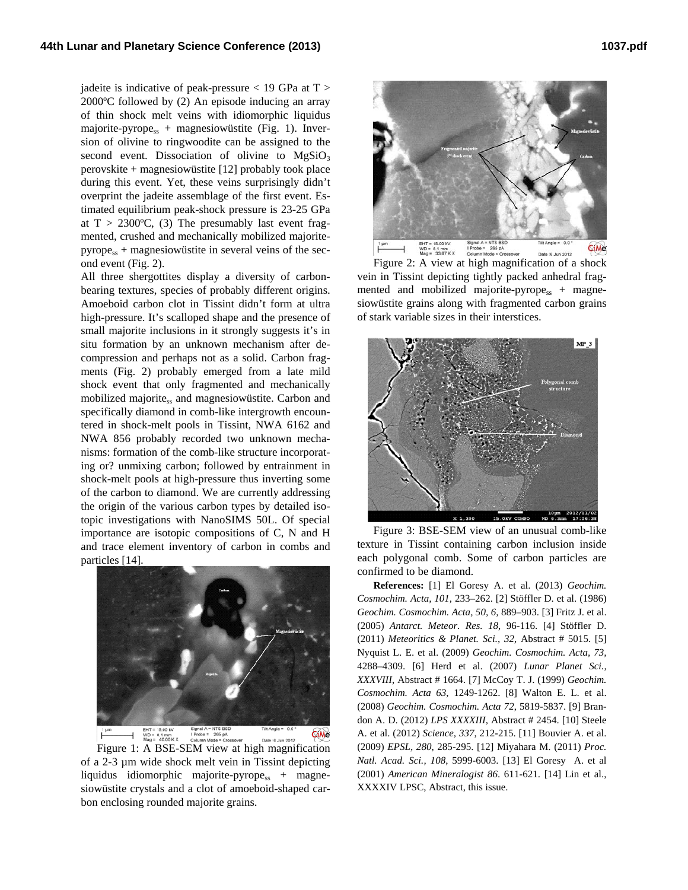jadeite is indicative of peak-pressure < 19 GPa at T > 2000ºC followed by (2) An episode inducing an array of thin shock melt veins with idiomorphic liquidus majorite-pyrope$_{ss}$ + magnesiowüstite (Fig. 1). Inversion of olivine to ringwoodite can be assigned to the second event. Dissociation of olivine to $MgSiO_3$ perovskite + magnesiowüstite [12] probably took place during this event. Yet, these veins surprisingly didn't overprint the jadeite assemblage of the first event. Estimated equilibrium peak-shock pressure is 23-25 GPa at T > 2300ºC, (3) The presumably last event fragmented, crushed and mechanically mobilized majorite-pyrope$_{ss}$ + magnesiowüstite in several veins of the second event (Fig. 2).

All three shergottites display a diversity of carbon-bearing textures, species of probably different origins. Amoeboid carbon clot in Tissint didn't form at ultra high-pressure. It's scalloped shape and the presence of small majorite inclusions in it strongly suggests it's in situ formation by an unknown mechanism after decompression and perhaps not as a solid. Carbon fragments (Fig. 2) probably emerged from a late mild shock event that only fragmented and mechanically mobilized majorite$_{ss}$ and magnesiowüstite. Carbon and specifically diamond in comb-like intergrowth encountered in shock-melt pools in Tissint, NWA 6162 and NWA 856 probably recorded two unknown mechanisms: formation of the comb-like structure incorporating or? unmixing carbon; followed by entrainment in shock-melt pools at high-pressure thus inverting some of the carbon to diamond. We are currently addressing the origin of the various carbon types by detailed isotopic investigations with NanoSIMS 50L. Of special importance are isotopic compositions of C, N and H and trace element inventory of carbon in combs and particles [14].

Figure 1: A BSE-SEM view at high magnification of a 2-3 µm wide shock melt vein in Tissint depicting liquidus idiomorphic majorite-pyrope$_{ss}$ + magnesiowüstite crystals and a clot of amoeboid-shaped carbon enclosing rounded majorite grains.

Figure 2: A view at high magnification of a shock vein in Tissint depicting tightly packed anhedral fragmented and mobilized majorite-pyrope$_{ss}$ + magnesiowüstite grains along with fragmented carbon grains of stark variable sizes in their interstices.

Figure 3: BSE-SEM view of an unusual comb-like texture in Tissint containing carbon inclusion inside each polygonal comb. Some of carbon particles are confirmed to be diamond.

**References:** [1] El Goresy A. et al. (2013) *Geochim. Cosmochim. Acta, 101,* 233–262. [2] Stöffler D. et al. (1986) *Geochim. Cosmochim. Acta, 50, 6,* 889–903. [3] Fritz J. et al. (2005) *Antarct. Meteor. Res. 18,* 96-116. [4] Stöffler D. (2011) *Meteoritics & Planet. Sci., 32,* Abstract # 5015. [5] Nyquist L. E. et al. (2009) *Geochim. Cosmochim. Acta, 73,* 4288–4309. [6] Herd et al. (2007) *Lunar Planet Sci., XXXVIII,* Abstract # 1664. [7] McCoy T. J. (1999) *Geochim. Cosmochim. Acta 63,* 1249-1262. [8] Walton E. L. et al. (2008) *Geochim. Cosmochim. Acta 72,* 5819-5837. [9] Brandon A. D. (2012) *LPS XXXXIII,* Abstract # 2454. [10] Steele A. et al. (2012) *Science, 337,* 212-215. [11] Bouvier A. et al. (2009) *EPSL, 280,* 285-295. [12] Miyahara M. (2011) *Proc. Natl. Acad. Sci., 108,* 5999-6003. [13] El Goresy A. et al (2001) *American Mineralogist 86.* 611-621. [14] Lin et al., XXXXIV LPSC, Abstract, this issue.